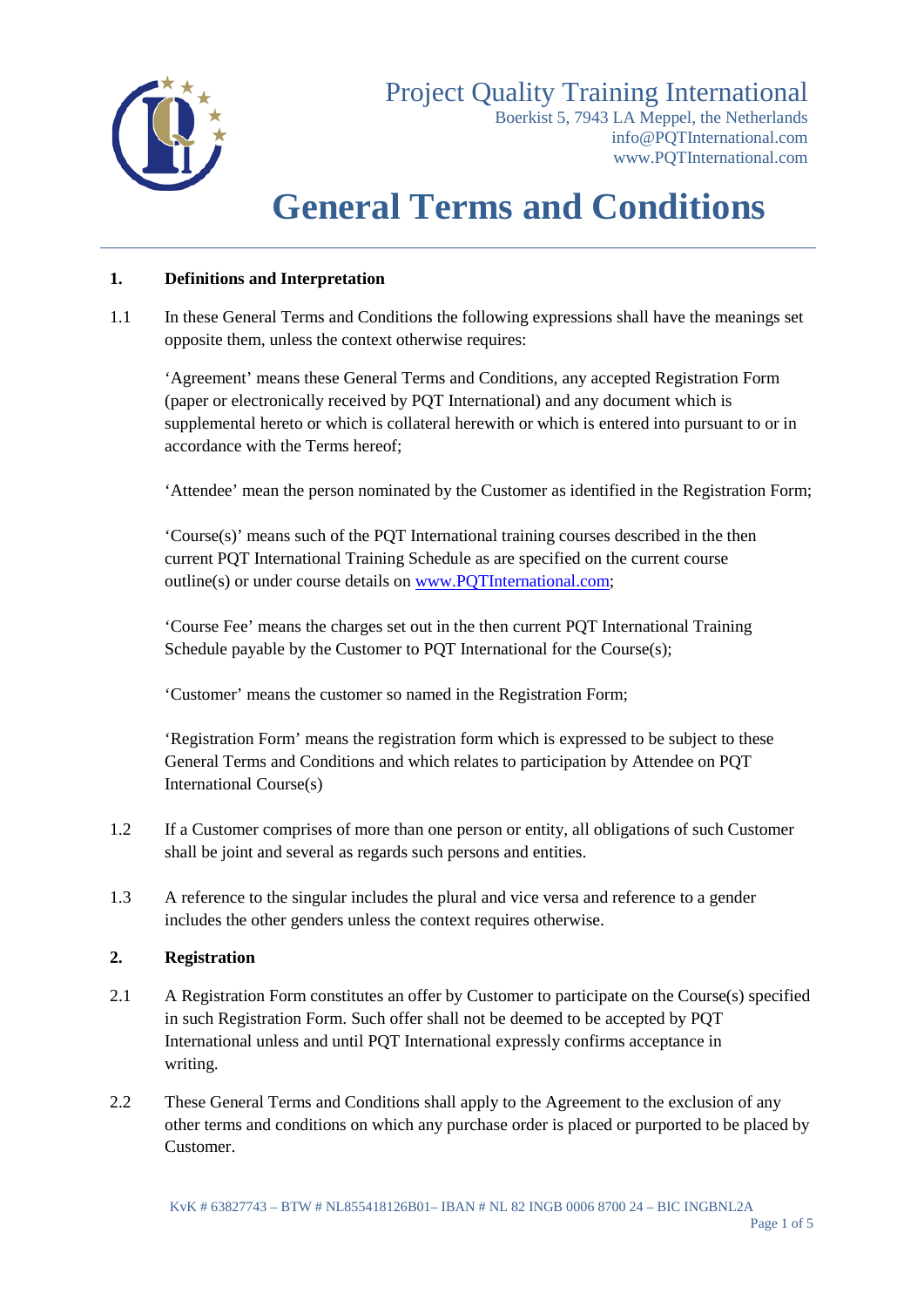Project Quality Training International
Boerkist 5, 7943 LA Meppel, the Netherlands
info@PQTInternational.com
www.PQTInternational.com

# General Terms and Conditions

**1. Definitions and Interpretation**

1.1 In these General Terms and Conditions the following expressions shall have the meanings set opposite them, unless the context otherwise requires:

'Agreement' means these General Terms and Conditions, any accepted Registration Form (paper or electronically received by PQT International) and any document which is supplemental hereto or which is collateral herewith or which is entered into pursuant to or in accordance with the Terms hereof;

'Attendee' mean the person nominated by the Customer as identified in the Registration Form;

'Course(s)' means such of the PQT International training courses described in the then current PQT International Training Schedule as are specified on the current course outline(s) or under course details on www.PQTInternational.com;

'Course Fee' means the charges set out in the then current PQT International Training Schedule payable by the Customer to PQT International for the Course(s);

'Customer' means the customer so named in the Registration Form;

'Registration Form' means the registration form which is expressed to be subject to these General Terms and Conditions and which relates to participation by Attendee on PQT International Course(s)

1.2 If a Customer comprises of more than one person or entity, all obligations of such Customer shall be joint and several as regards such persons and entities.

1.3 A reference to the singular includes the plural and vice versa and reference to a gender includes the other genders unless the context requires otherwise.

**2. Registration**

2.1 A Registration Form constitutes an offer by Customer to participate on the Course(s) specified in such Registration Form. Such offer shall not be deemed to be accepted by PQT International unless and until PQT International expressly confirms acceptance in writing.

2.2 These General Terms and Conditions shall apply to the Agreement to the exclusion of any other terms and conditions on which any purchase order is placed or purported to be placed by Customer.

KvK # 63827743 – BTW # NL855418126B01– IBAN # NL 82 INGB 0006 8700 24 – BIC INGBNL2A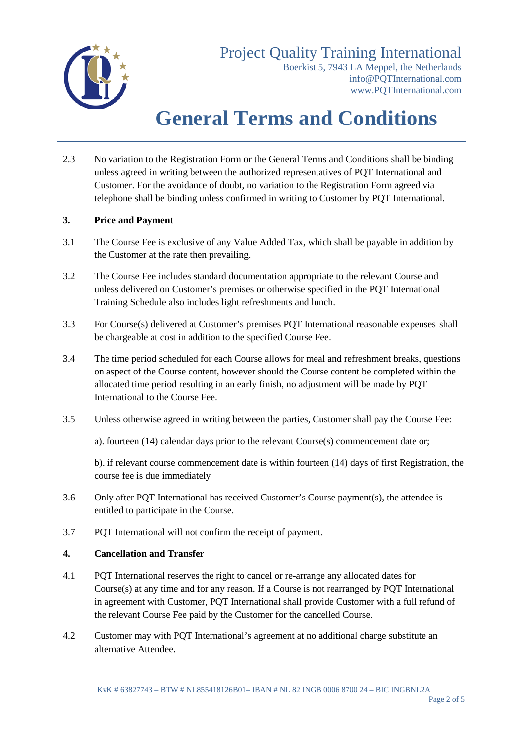2.3 No variation to the Registration Form or the General Terms and Conditions shall be binding unless agreed in writing between the authorized representatives of PQT International and Customer. For the avoidance of doubt, no variation to the Registration Form agreed via telephone shall be binding unless confirmed in writing to Customer by PQT International.

## 3. Price and Payment

3.1 The Course Fee is exclusive of any Value Added Tax, which shall be payable in addition by the Customer at the rate then prevailing.

3.2 The Course Fee includes standard documentation appropriate to the relevant Course and unless delivered on Customer's premises or otherwise specified in the PQT International Training Schedule also includes light refreshments and lunch.

3.3 For Course(s) delivered at Customer's premises PQT International reasonable expenses shall be chargeable at cost in addition to the specified Course Fee.

3.4 The time period scheduled for each Course allows for meal and refreshment breaks, questions on aspect of the Course content, however should the Course content be completed within the allocated time period resulting in an early finish, no adjustment will be made by PQT International to the Course Fee.

3.5 Unless otherwise agreed in writing between the parties, Customer shall pay the Course Fee:

a). fourteen (14) calendar days prior to the relevant Course(s) commencement date or;

b). if relevant course commencement date is within fourteen (14) days of first Registration, the course fee is due immediately

3.6 Only after PQT International has received Customer's Course payment(s), the attendee is entitled to participate in the Course.

3.7 PQT International will not confirm the receipt of payment.

## 4. Cancellation and Transfer

4.1 PQT International reserves the right to cancel or re-arrange any allocated dates for Course(s) at any time and for any reason. If a Course is not rearranged by PQT International in agreement with Customer, PQT International shall provide Customer with a full refund of the relevant Course Fee paid by the Customer for the cancelled Course.

4.2 Customer may with PQT International's agreement at no additional charge substitute an alternative Attendee.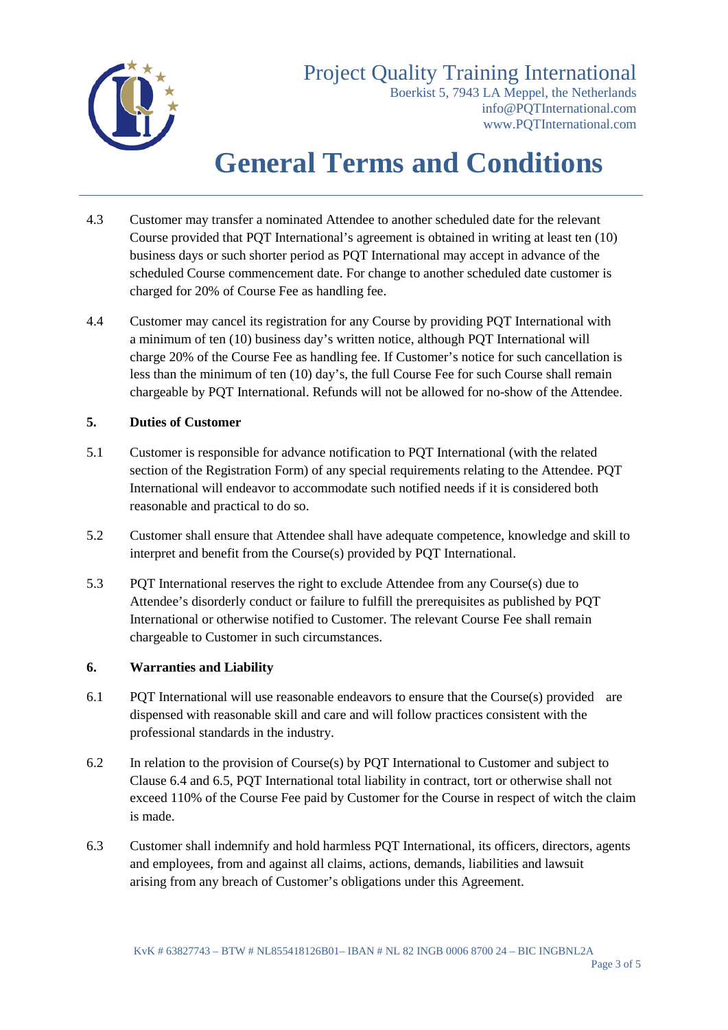4.3 Customer may transfer a nominated Attendee to another scheduled date for the relevant Course provided that PQT International's agreement is obtained in writing at least ten (10) business days or such shorter period as PQT International may accept in advance of the scheduled Course commencement date. For change to another scheduled date customer is charged for 20% of Course Fee as handling fee.

4.4 Customer may cancel its registration for any Course by providing PQT International with a minimum of ten (10) business day's written notice, although PQT International will charge 20% of the Course Fee as handling fee. If Customer's notice for such cancellation is less than the minimum of ten (10) day's, the full Course Fee for such Course shall remain chargeable by PQT International. Refunds will not be allowed for no-show of the Attendee.

### 5. Duties of Customer

5.1 Customer is responsible for advance notification to PQT International (with the related section of the Registration Form) of any special requirements relating to the Attendee. PQT International will endeavor to accommodate such notified needs if it is considered both reasonable and practical to do so.

5.2 Customer shall ensure that Attendee shall have adequate competence, knowledge and skill to interpret and benefit from the Course(s) provided by PQT International.

5.3 PQT International reserves the right to exclude Attendee from any Course(s) due to Attendee's disorderly conduct or failure to fulfill the prerequisites as published by PQT International or otherwise notified to Customer. The relevant Course Fee shall remain chargeable to Customer in such circumstances.

### 6. Warranties and Liability

6.1 PQT International will use reasonable endeavors to ensure that the Course(s) provided are dispensed with reasonable skill and care and will follow practices consistent with the professional standards in the industry.

6.2 In relation to the provision of Course(s) by PQT International to Customer and subject to Clause 6.4 and 6.5, PQT International total liability in contract, tort or otherwise shall not exceed 110% of the Course Fee paid by Customer for the Course in respect of witch the claim is made.

6.3 Customer shall indemnify and hold harmless PQT International, its officers, directors, agents and employees, from and against all claims, actions, demands, liabilities and lawsuit arising from any breach of Customer's obligations under this Agreement.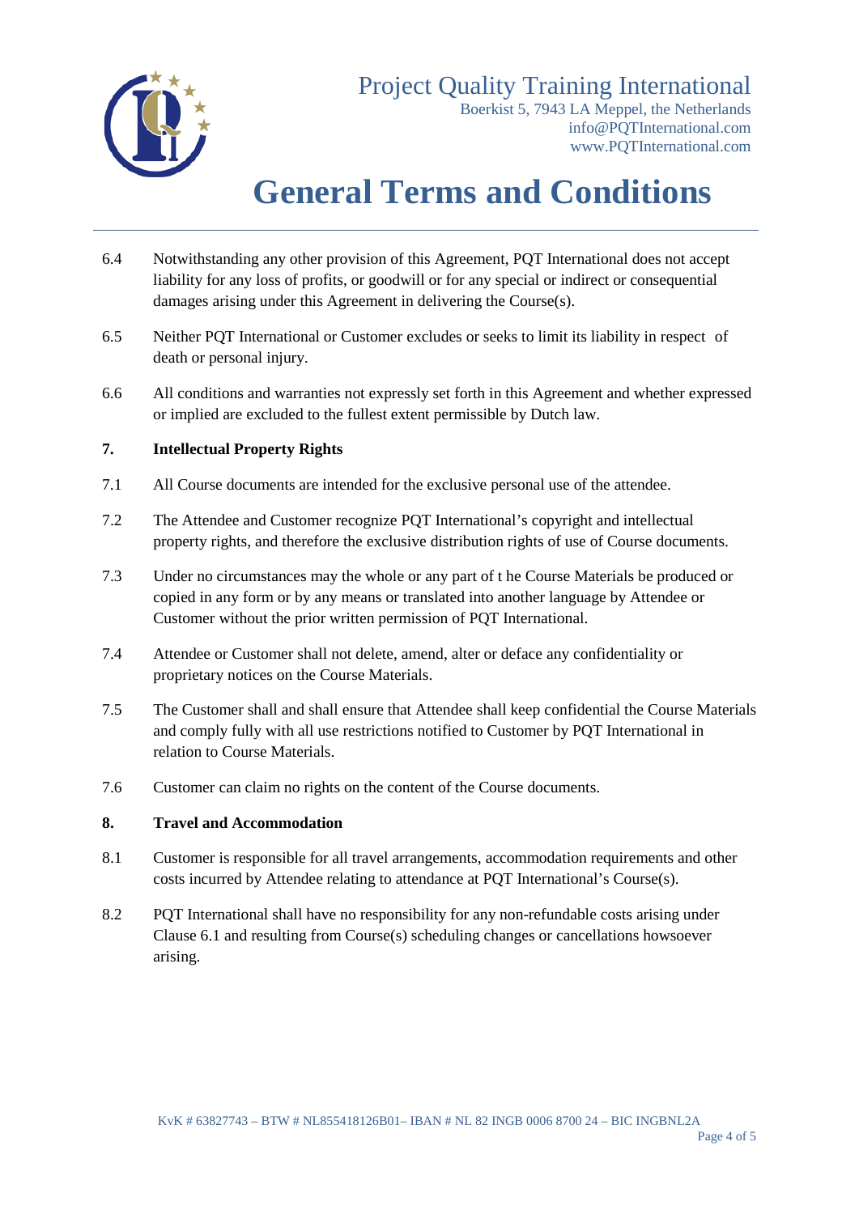6.4 Notwithstanding any other provision of this Agreement, PQT International does not accept liability for any loss of profits, or goodwill or for any special or indirect or consequential damages arising under this Agreement in delivering the Course(s).

6.5 Neither PQT International or Customer excludes or seeks to limit its liability in respect of death or personal injury.

6.6 All conditions and warranties not expressly set forth in this Agreement and whether expressed or implied are excluded to the fullest extent permissible by Dutch law.

**7. Intellectual Property Rights**

7.1 All Course documents are intended for the exclusive personal use of the attendee.

7.2 The Attendee and Customer recognize PQT International's copyright and intellectual property rights, and therefore the exclusive distribution rights of use of Course documents.

7.3 Under no circumstances may the whole or any part of t he Course Materials be produced or copied in any form or by any means or translated into another language by Attendee or Customer without the prior written permission of PQT International.

7.4 Attendee or Customer shall not delete, amend, alter or deface any confidentiality or proprietary notices on the Course Materials.

7.5 The Customer shall and shall ensure that Attendee shall keep confidential the Course Materials and comply fully with all use restrictions notified to Customer by PQT International in relation to Course Materials.

7.6 Customer can claim no rights on the content of the Course documents.

**8. Travel and Accommodation**

8.1 Customer is responsible for all travel arrangements, accommodation requirements and other costs incurred by Attendee relating to attendance at PQT International's Course(s).

8.2 PQT International shall have no responsibility for any non-refundable costs arising under Clause 6.1 and resulting from Course(s) scheduling changes or cancellations howsoever arising.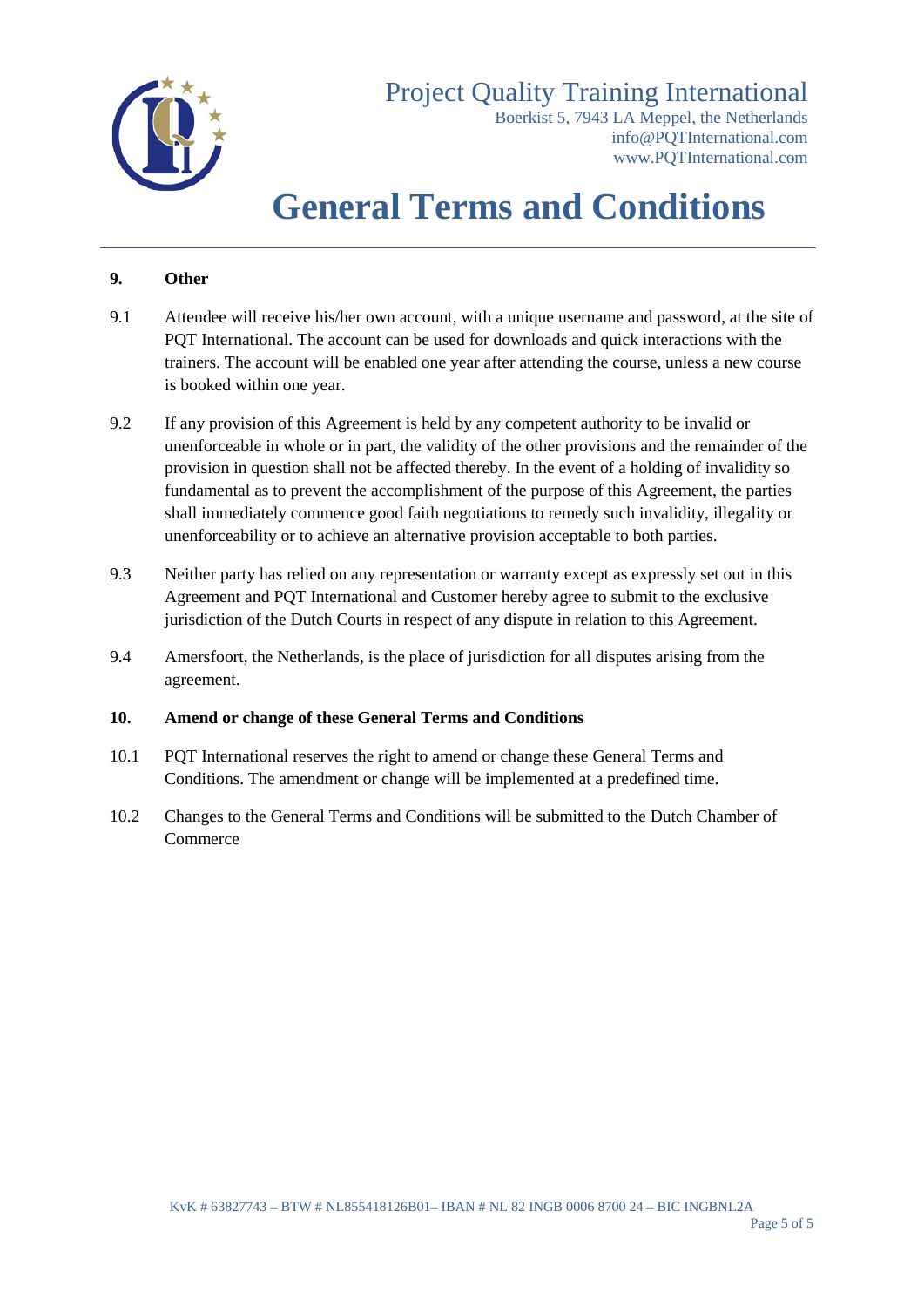## 9. Other

9.1 Attendee will receive his/her own account, with a unique username and password, at the site of PQT International. The account can be used for downloads and quick interactions with the trainers. The account will be enabled one year after attending the course, unless a new course is booked within one year.

9.2 If any provision of this Agreement is held by any competent authority to be invalid or unenforceable in whole or in part, the validity of the other provisions and the remainder of the provision in question shall not be affected thereby. In the event of a holding of invalidity so fundamental as to prevent the accomplishment of the purpose of this Agreement, the parties shall immediately commence good faith negotiations to remedy such invalidity, illegality or unenforceability or to achieve an alternative provision acceptable to both parties.

9.3 Neither party has relied on any representation or warranty except as expressly set out in this Agreement and PQT International and Customer hereby agree to submit to the exclusive jurisdiction of the Dutch Courts in respect of any dispute in relation to this Agreement.

9.4 Amersfoort, the Netherlands, is the place of jurisdiction for all disputes arising from the agreement.

## 10. Amend or change of these General Terms and Conditions

10.1 PQT International reserves the right to amend or change these General Terms and Conditions. The amendment or change will be implemented at a predefined time.

10.2 Changes to the General Terms and Conditions will be submitted to the Dutch Chamber of Commerce